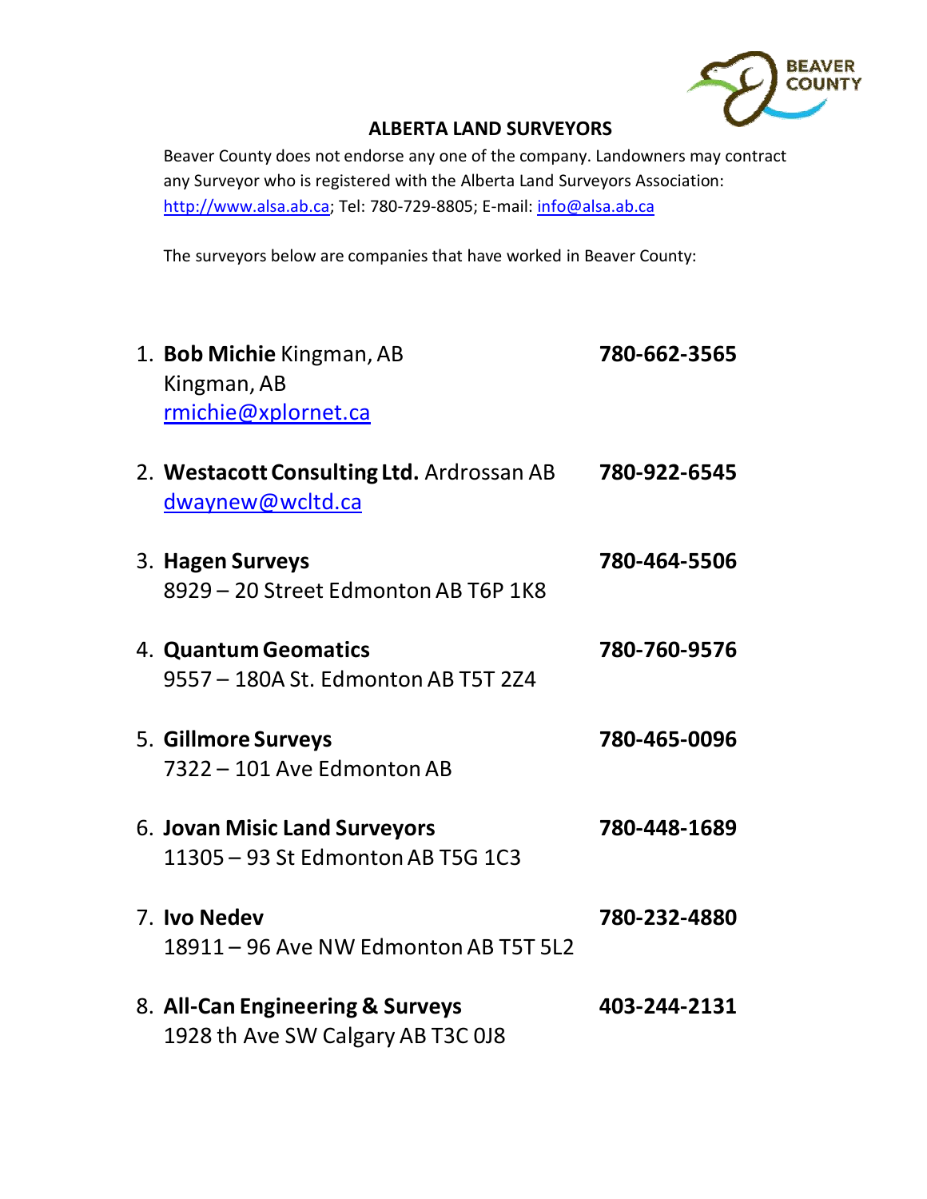BEAVER COUNTY

# ALBERTA LAND SURVEYORS

Beaver County does not endorse any one of the company. Landowners may contract any Surveyor who is registered with the Alberta Land Surveyors Association: http://www.alsa.ab.ca; Tel: 780-729-8805; E-mail: info@alsa.ab.ca

The surveyors below are companies that have worked in Beaver County:

1. **Bob Michie** Kingman, AB — **780-662-3565**
   Kingman, AB
   rmichie@xplornet.ca

2. **Westacott Consulting Ltd.** Ardrossan AB — **780-922-6545**
   dwaynew@wcltd.ca

3. **Hagen Surveys** — **780-464-5506**
   8929 – 20 Street Edmonton AB T6P 1K8

4. **Quantum Geomatics** — **780-760-9576**
   9557 – 180A St. Edmonton AB T5T 2Z4

5. **Gillmore Surveys** — **780-465-0096**
   7322 – 101 Ave Edmonton AB

6. **Jovan Misic Land Surveyors** — **780-448-1689**
   11305 – 93 St Edmonton AB T5G 1C3

7. **Ivo Nedev** — **780-232-4880**
   18911 – 96 Ave NW Edmonton AB T5T 5L2

8. **All-Can Engineering & Surveys** — **403-244-2131**
   1928 th Ave SW Calgary AB T3C 0J8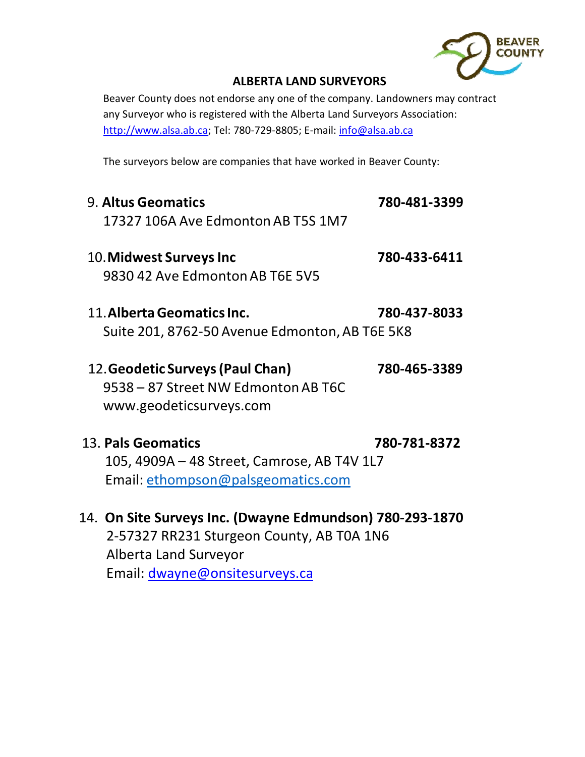## ALBERTA LAND SURVEYORS

Beaver County does not endorse any one of the company. Landowners may contract any Surveyor who is registered with the Alberta Land Surveyors Association: http://www.alsa.ab.ca; Tel: 780-729-8805; E-mail: info@alsa.ab.ca

The surveyors below are companies that have worked in Beaver County:

9. **Altus Geomatics** **780-481-3399**
   17327 106A Ave Edmonton AB T5S 1M7

10. **Midwest Surveys Inc** **780-433-6411**
    9830 42 Ave Edmonton AB T6E 5V5

11. **Alberta Geomatics Inc.** **780-437-8033**
    Suite 201, 8762-50 Avenue Edmonton, AB T6E 5K8

12. **Geodetic Surveys (Paul Chan)** **780-465-3389**
    9538 – 87 Street NW Edmonton AB T6C
    www.geodeticsurveys.com

13. **Pals Geomatics** **780-781-8372**
    105, 4909A – 48 Street, Camrose, AB T4V 1L7
    Email: ethompson@palsgeomatics.com

14. **On Site Surveys Inc. (Dwayne Edmundson) 780-293-1870**
    2-57327 RR231 Sturgeon County, AB T0A 1N6
    Alberta Land Surveyor
    Email: dwayne@onsitesurveys.ca